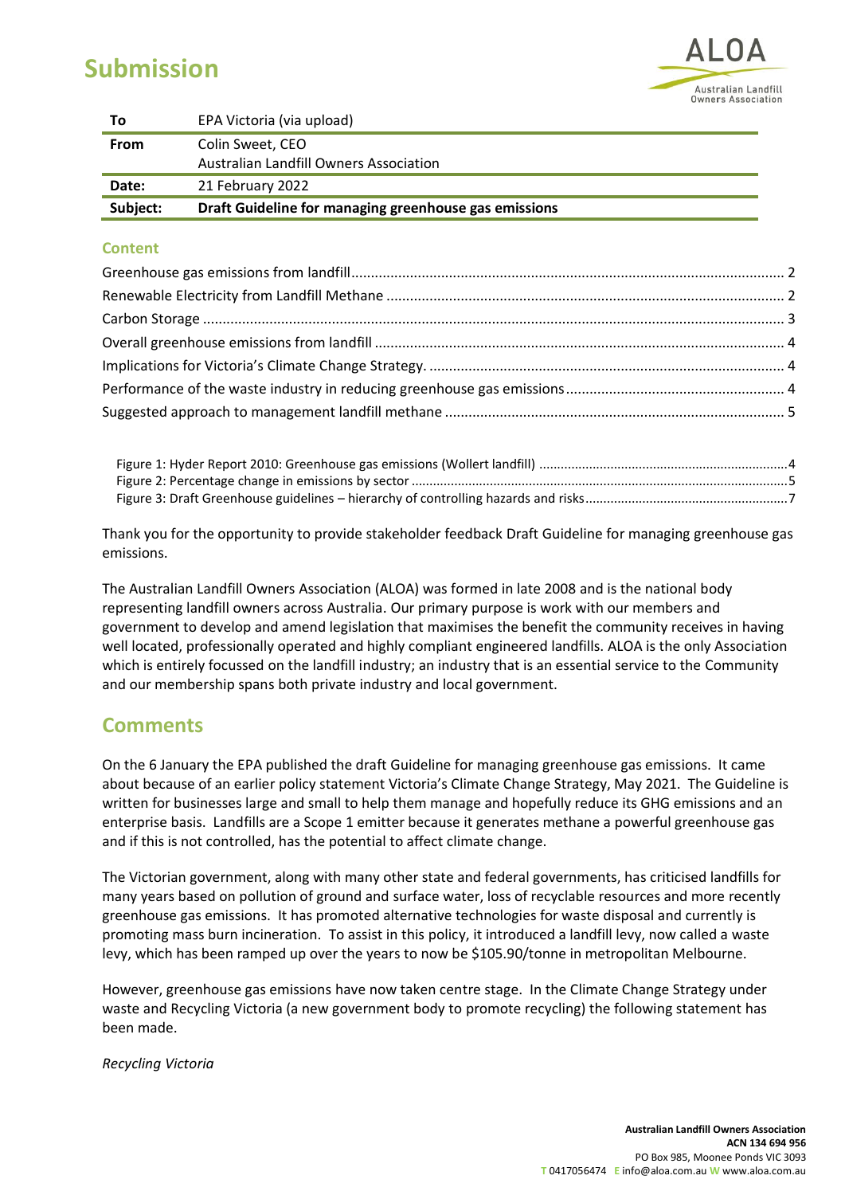# Submission

| To | EPA Victoria (via upload) |
|---|---|
| **From** | Colin Sweet, CEO<br>Australian Landfill Owners Association |
| **Date:** | 21 February 2022 |
| **Subject:** | **Draft Guideline for managing greenhouse gas emissions** |

### Content

Greenhouse gas emissions from landfill .... 2
Renewable Electricity from Landfill Methane .... 2
Carbon Storage .... 3
Overall greenhouse emissions from landfill .... 4
Implications for Victoria's Climate Change Strategy. .... 4
Performance of the waste industry in reducing greenhouse gas emissions .... 4
Suggested approach to management landfill methane .... 5

Figure 1: Hyder Report 2010: Greenhouse gas emissions (Wollert landfill) .... 4
Figure 2: Percentage change in emissions by sector .... 5
Figure 3: Draft Greenhouse guidelines – hierarchy of controlling hazards and risks .... 7

Thank you for the opportunity to provide stakeholder feedback Draft Guideline for managing greenhouse gas emissions.

The Australian Landfill Owners Association (ALOA) was formed in late 2008 and is the national body representing landfill owners across Australia. Our primary purpose is work with our members and government to develop and amend legislation that maximises the benefit the community receives in having well located, professionally operated and highly compliant engineered landfills. ALOA is the only Association which is entirely focussed on the landfill industry; an industry that is an essential service to the Community and our membership spans both private industry and local government.

## Comments

On the 6 January the EPA published the draft Guideline for managing greenhouse gas emissions. It came about because of an earlier policy statement Victoria's Climate Change Strategy, May 2021. The Guideline is written for businesses large and small to help them manage and hopefully reduce its GHG emissions and an enterprise basis. Landfills are a Scope 1 emitter because it generates methane a powerful greenhouse gas and if this is not controlled, has the potential to affect climate change.

The Victorian government, along with many other state and federal governments, has criticised landfills for many years based on pollution of ground and surface water, loss of recyclable resources and more recently greenhouse gas emissions. It has promoted alternative technologies for waste disposal and currently is promoting mass burn incineration. To assist in this policy, it introduced a landfill levy, now called a waste levy, which has been ramped up over the years to now be $105.90/tonne in metropolitan Melbourne.

However, greenhouse gas emissions have now taken centre stage. In the Climate Change Strategy under waste and Recycling Victoria (a new government body to promote recycling) the following statement has been made.

*Recycling Victoria*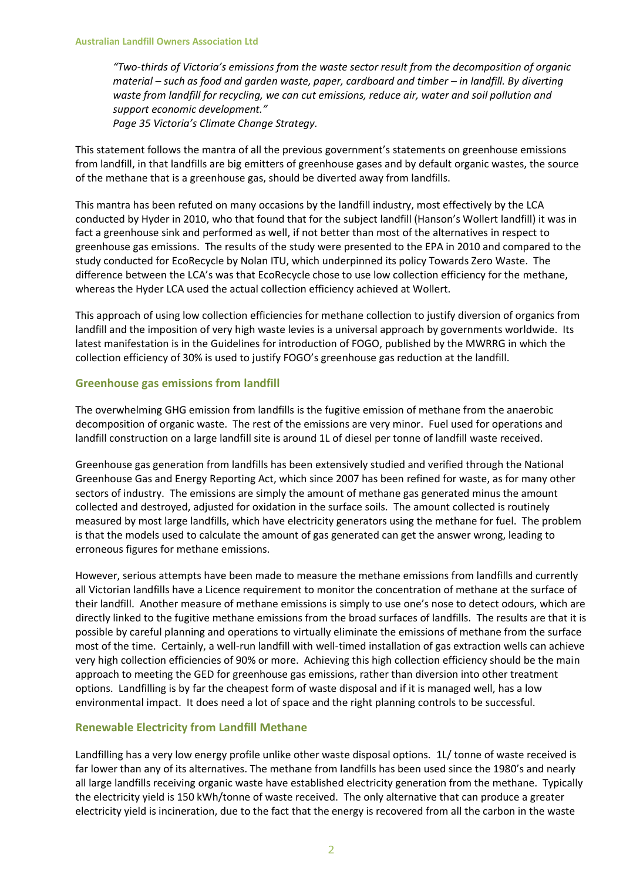> *"Two-thirds of Victoria's emissions from the waste sector result from the decomposition of organic material – such as food and garden waste, paper, cardboard and timber – in landfill. By diverting waste from landfill for recycling, we can cut emissions, reduce air, water and soil pollution and support economic development."*
> *Page 35 Victoria's Climate Change Strategy.*

This statement follows the mantra of all the previous government's statements on greenhouse emissions from landfill, in that landfills are big emitters of greenhouse gases and by default organic wastes, the source of the methane that is a greenhouse gas, should be diverted away from landfills.

This mantra has been refuted on many occasions by the landfill industry, most effectively by the LCA conducted by Hyder in 2010, who that found that for the subject landfill (Hanson's Wollert landfill) it was in fact a greenhouse sink and performed as well, if not better than most of the alternatives in respect to greenhouse gas emissions. The results of the study were presented to the EPA in 2010 and compared to the study conducted for EcoRecycle by Nolan ITU, which underpinned its policy Towards Zero Waste. The difference between the LCA's was that EcoRecycle chose to use low collection efficiency for the methane, whereas the Hyder LCA used the actual collection efficiency achieved at Wollert.

This approach of using low collection efficiencies for methane collection to justify diversion of organics from landfill and the imposition of very high waste levies is a universal approach by governments worldwide. Its latest manifestation is in the Guidelines for introduction of FOGO, published by the MWRRG in which the collection efficiency of 30% is used to justify FOGO's greenhouse gas reduction at the landfill.

## Greenhouse gas emissions from landfill

The overwhelming GHG emission from landfills is the fugitive emission of methane from the anaerobic decomposition of organic waste. The rest of the emissions are very minor. Fuel used for operations and landfill construction on a large landfill site is around 1L of diesel per tonne of landfill waste received.

Greenhouse gas generation from landfills has been extensively studied and verified through the National Greenhouse Gas and Energy Reporting Act, which since 2007 has been refined for waste, as for many other sectors of industry. The emissions are simply the amount of methane gas generated minus the amount collected and destroyed, adjusted for oxidation in the surface soils. The amount collected is routinely measured by most large landfills, which have electricity generators using the methane for fuel. The problem is that the models used to calculate the amount of gas generated can get the answer wrong, leading to erroneous figures for methane emissions.

However, serious attempts have been made to measure the methane emissions from landfills and currently all Victorian landfills have a Licence requirement to monitor the concentration of methane at the surface of their landfill. Another measure of methane emissions is simply to use one's nose to detect odours, which are directly linked to the fugitive methane emissions from the broad surfaces of landfills. The results are that it is possible by careful planning and operations to virtually eliminate the emissions of methane from the surface most of the time. Certainly, a well-run landfill with well-timed installation of gas extraction wells can achieve very high collection efficiencies of 90% or more. Achieving this high collection efficiency should be the main approach to meeting the GED for greenhouse gas emissions, rather than diversion into other treatment options. Landfilling is by far the cheapest form of waste disposal and if it is managed well, has a low environmental impact. It does need a lot of space and the right planning controls to be successful.

## Renewable Electricity from Landfill Methane

Landfilling has a very low energy profile unlike other waste disposal options. 1L/ tonne of waste received is far lower than any of its alternatives. The methane from landfills has been used since the 1980's and nearly all large landfills receiving organic waste have established electricity generation from the methane. Typically the electricity yield is 150 kWh/tonne of waste received. The only alternative that can produce a greater electricity yield is incineration, due to the fact that the energy is recovered from all the carbon in the waste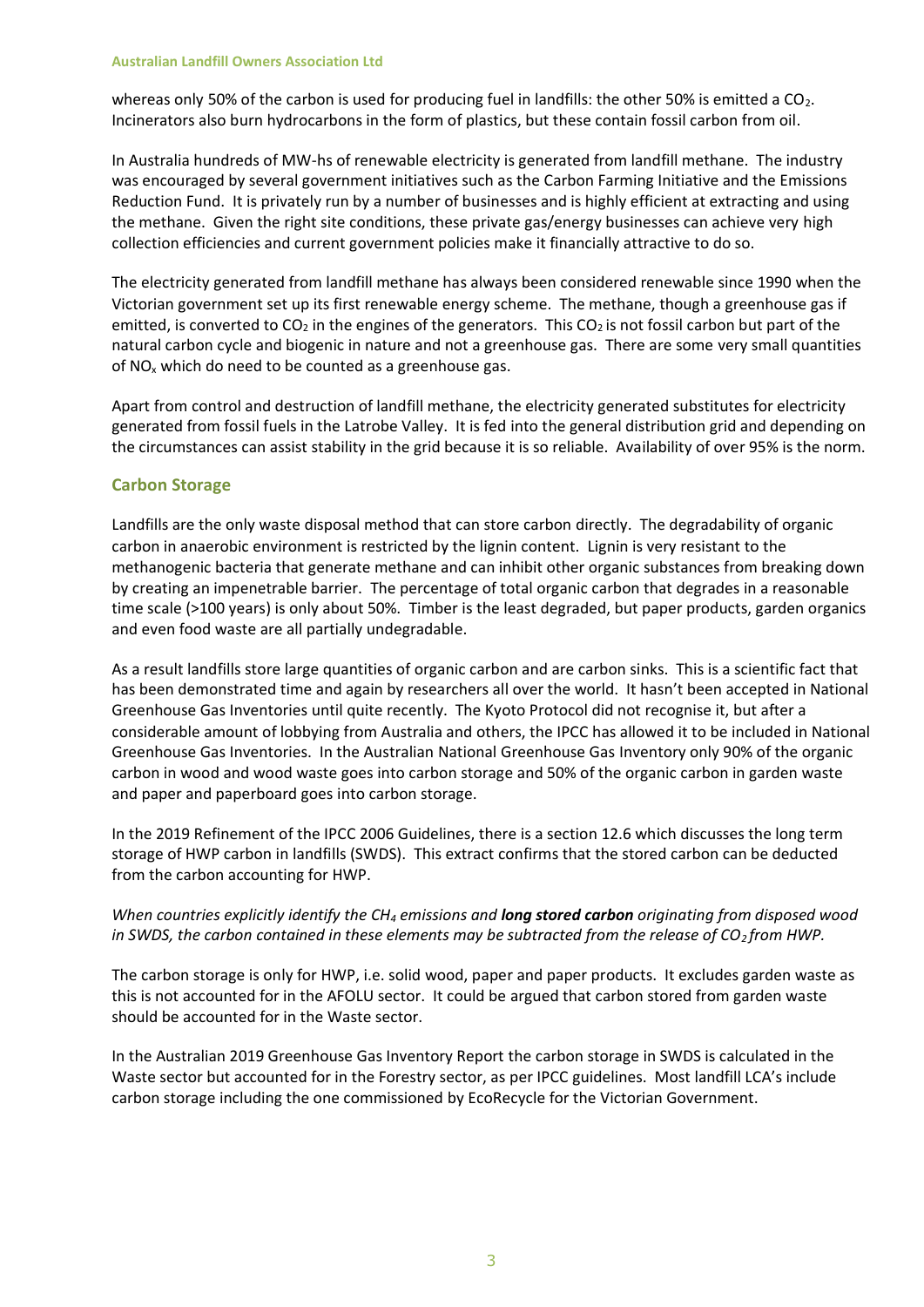whereas only 50% of the carbon is used for producing fuel in landfills: the other 50% is emitted a $CO_2$. Incinerators also burn hydrocarbons in the form of plastics, but these contain fossil carbon from oil.

In Australia hundreds of MW-hs of renewable electricity is generated from landfill methane. The industry was encouraged by several government initiatives such as the Carbon Farming Initiative and the Emissions Reduction Fund. It is privately run by a number of businesses and is highly efficient at extracting and using the methane. Given the right site conditions, these private gas/energy businesses can achieve very high collection efficiencies and current government policies make it financially attractive to do so.

The electricity generated from landfill methane has always been considered renewable since 1990 when the Victorian government set up its first renewable energy scheme. The methane, though a greenhouse gas if emitted, is converted to $CO_2$ in the engines of the generators. This $CO_2$ is not fossil carbon but part of the natural carbon cycle and biogenic in nature and not a greenhouse gas. There are some very small quantities of $NO_x$ which do need to be counted as a greenhouse gas.

Apart from control and destruction of landfill methane, the electricity generated substitutes for electricity generated from fossil fuels in the Latrobe Valley. It is fed into the general distribution grid and depending on the circumstances can assist stability in the grid because it is so reliable. Availability of over 95% is the norm.

## Carbon Storage

Landfills are the only waste disposal method that can store carbon directly. The degradability of organic carbon in anaerobic environment is restricted by the lignin content. Lignin is very resistant to the methanogenic bacteria that generate methane and can inhibit other organic substances from breaking down by creating an impenetrable barrier. The percentage of total organic carbon that degrades in a reasonable time scale (>100 years) is only about 50%. Timber is the least degraded, but paper products, garden organics and even food waste are all partially undegradable.

As a result landfills store large quantities of organic carbon and are carbon sinks. This is a scientific fact that has been demonstrated time and again by researchers all over the world. It hasn't been accepted in National Greenhouse Gas Inventories until quite recently. The Kyoto Protocol did not recognise it, but after a considerable amount of lobbying from Australia and others, the IPCC has allowed it to be included in National Greenhouse Gas Inventories. In the Australian National Greenhouse Gas Inventory only 90% of the organic carbon in wood and wood waste goes into carbon storage and 50% of the organic carbon in garden waste and paper and paperboard goes into carbon storage.

In the 2019 Refinement of the IPCC 2006 Guidelines, there is a section 12.6 which discusses the long term storage of HWP carbon in landfills (SWDS). This extract confirms that the stored carbon can be deducted from the carbon accounting for HWP.

*When countries explicitly identify the $CH_4$ emissions and **long stored carbon** originating from disposed wood in SWDS, the carbon contained in these elements may be subtracted from the release of $CO_2$ from HWP.*

The carbon storage is only for HWP, i.e. solid wood, paper and paper products. It excludes garden waste as this is not accounted for in the AFOLU sector. It could be argued that carbon stored from garden waste should be accounted for in the Waste sector.

In the Australian 2019 Greenhouse Gas Inventory Report the carbon storage in SWDS is calculated in the Waste sector but accounted for in the Forestry sector, as per IPCC guidelines. Most landfill LCA's include carbon storage including the one commissioned by EcoRecycle for the Victorian Government.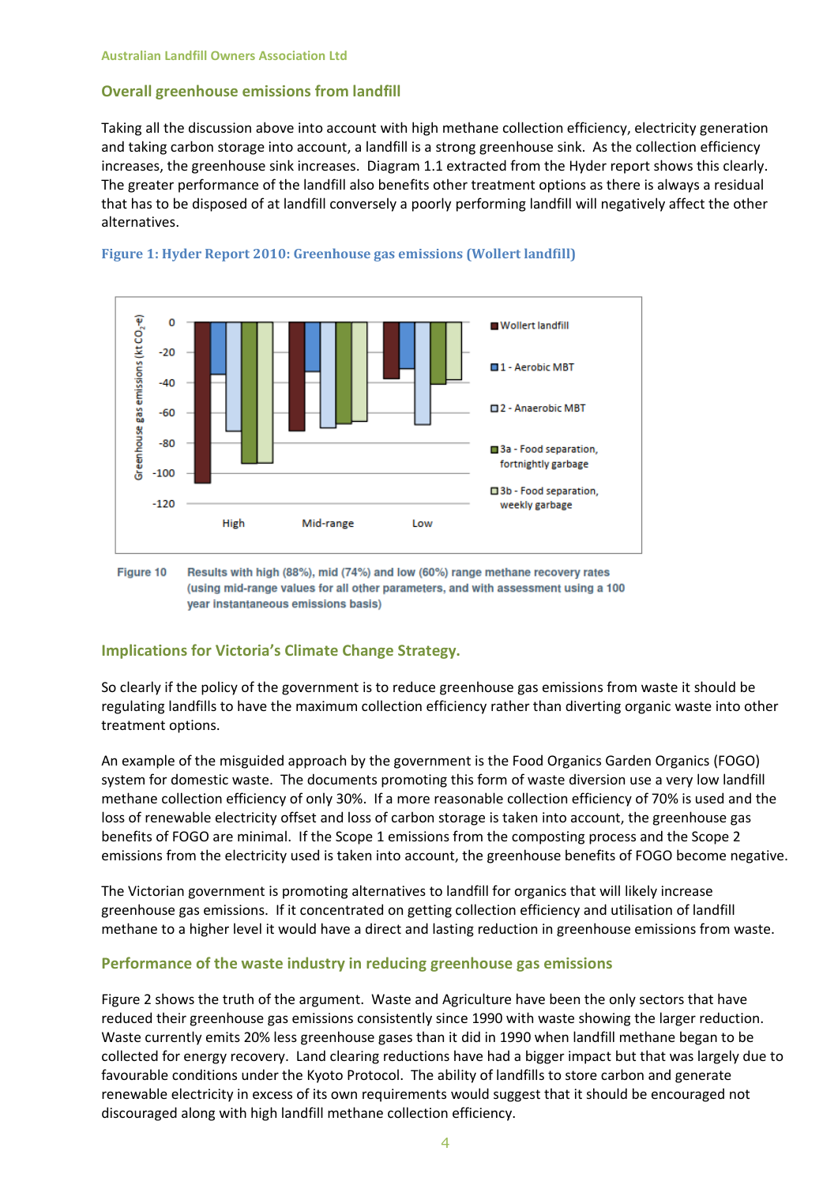## Overall greenhouse emissions from landfill

Taking all the discussion above into account with high methane collection efficiency, electricity generation and taking carbon storage into account, a landfill is a strong greenhouse sink. As the collection efficiency increases, the greenhouse sink increases. Diagram 1.1 extracted from the Hyder report shows this clearly. The greater performance of the landfill also benefits other treatment options as there is always a residual that has to be disposed of at landfill conversely a poorly performing landfill will negatively affect the other alternatives.

**Figure 1: Hyder Report 2010: Greenhouse gas emissions (Wollert landfill)**

**Figure 10** Results with high (88%), mid (74%) and low (60%) range methane recovery rates (using mid-range values for all other parameters, and with assessment using a 100 year instantaneous emissions basis)

## Implications for Victoria's Climate Change Strategy.

So clearly if the policy of the government is to reduce greenhouse gas emissions from waste it should be regulating landfills to have the maximum collection efficiency rather than diverting organic waste into other treatment options.

An example of the misguided approach by the government is the Food Organics Garden Organics (FOGO) system for domestic waste. The documents promoting this form of waste diversion use a very low landfill methane collection efficiency of only 30%. If a more reasonable collection efficiency of 70% is used and the loss of renewable electricity offset and loss of carbon storage is taken into account, the greenhouse gas benefits of FOGO are minimal. If the Scope 1 emissions from the composting process and the Scope 2 emissions from the electricity used is taken into account, the greenhouse benefits of FOGO become negative.

The Victorian government is promoting alternatives to landfill for organics that will likely increase greenhouse gas emissions. If it concentrated on getting collection efficiency and utilisation of landfill methane to a higher level it would have a direct and lasting reduction in greenhouse emissions from waste.

## Performance of the waste industry in reducing greenhouse gas emissions

Figure 2 shows the truth of the argument. Waste and Agriculture have been the only sectors that have reduced their greenhouse gas emissions consistently since 1990 with waste showing the larger reduction. Waste currently emits 20% less greenhouse gases than it did in 1990 when landfill methane began to be collected for energy recovery. Land clearing reductions have had a bigger impact but that was largely due to favourable conditions under the Kyoto Protocol. The ability of landfills to store carbon and generate renewable electricity in excess of its own requirements would suggest that it should be encouraged not discouraged along with high landfill methane collection efficiency.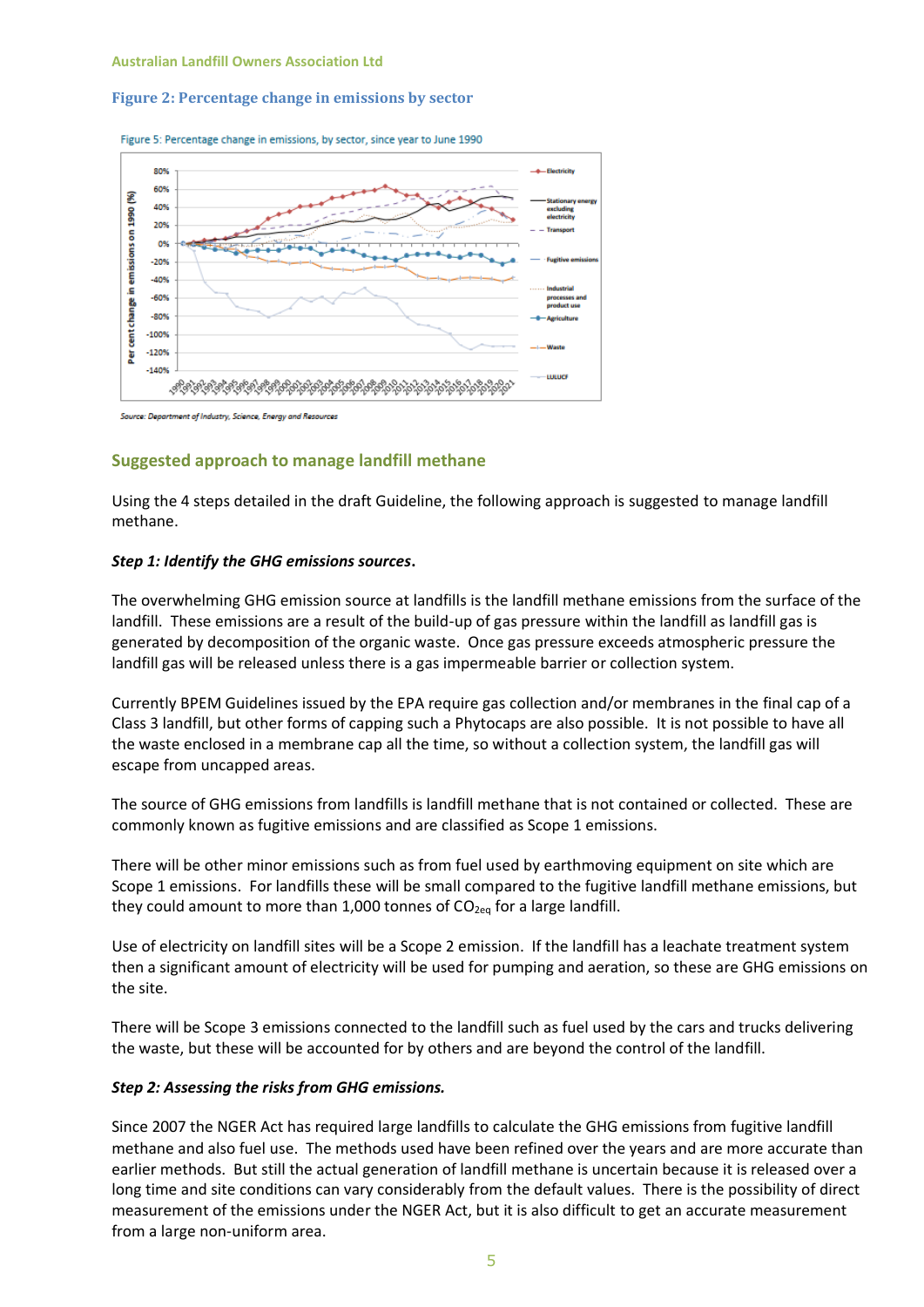### Figure 2: Percentage change in emissions by sector

Figure 5: Percentage change in emissions, by sector, since year to June 1990

Source: Department of Industry, Science, Energy and Resources

## Suggested approach to manage landfill methane

Using the 4 steps detailed in the draft Guideline, the following approach is suggested to manage landfill methane.

***Step 1: Identify the GHG emissions sources*****.**

The overwhelming GHG emission source at landfills is the landfill methane emissions from the surface of the landfill. These emissions are a result of the build-up of gas pressure within the landfill as landfill gas is generated by decomposition of the organic waste. Once gas pressure exceeds atmospheric pressure the landfill gas will be released unless there is a gas impermeable barrier or collection system.

Currently BPEM Guidelines issued by the EPA require gas collection and/or membranes in the final cap of a Class 3 landfill, but other forms of capping such a Phytocaps are also possible. It is not possible to have all the waste enclosed in a membrane cap all the time, so without a collection system, the landfill gas will escape from uncapped areas.

The source of GHG emissions from landfills is landfill methane that is not contained or collected. These are commonly known as fugitive emissions and are classified as Scope 1 emissions.

There will be other minor emissions such as from fuel used by earthmoving equipment on site which are Scope 1 emissions. For landfills these will be small compared to the fugitive landfill methane emissions, but they could amount to more than 1,000 tonnes of $CO_{2eq}$ for a large landfill.

Use of electricity on landfill sites will be a Scope 2 emission. If the landfill has a leachate treatment system then a significant amount of electricity will be used for pumping and aeration, so these are GHG emissions on the site.

There will be Scope 3 emissions connected to the landfill such as fuel used by the cars and trucks delivering the waste, but these will be accounted for by others and are beyond the control of the landfill.

***Step 2: Assessing the risks from GHG emissions.***

Since 2007 the NGER Act has required large landfills to calculate the GHG emissions from fugitive landfill methane and also fuel use. The methods used have been refined over the years and are more accurate than earlier methods. But still the actual generation of landfill methane is uncertain because it is released over a long time and site conditions can vary considerably from the default values. There is the possibility of direct measurement of the emissions under the NGER Act, but it is also difficult to get an accurate measurement from a large non-uniform area.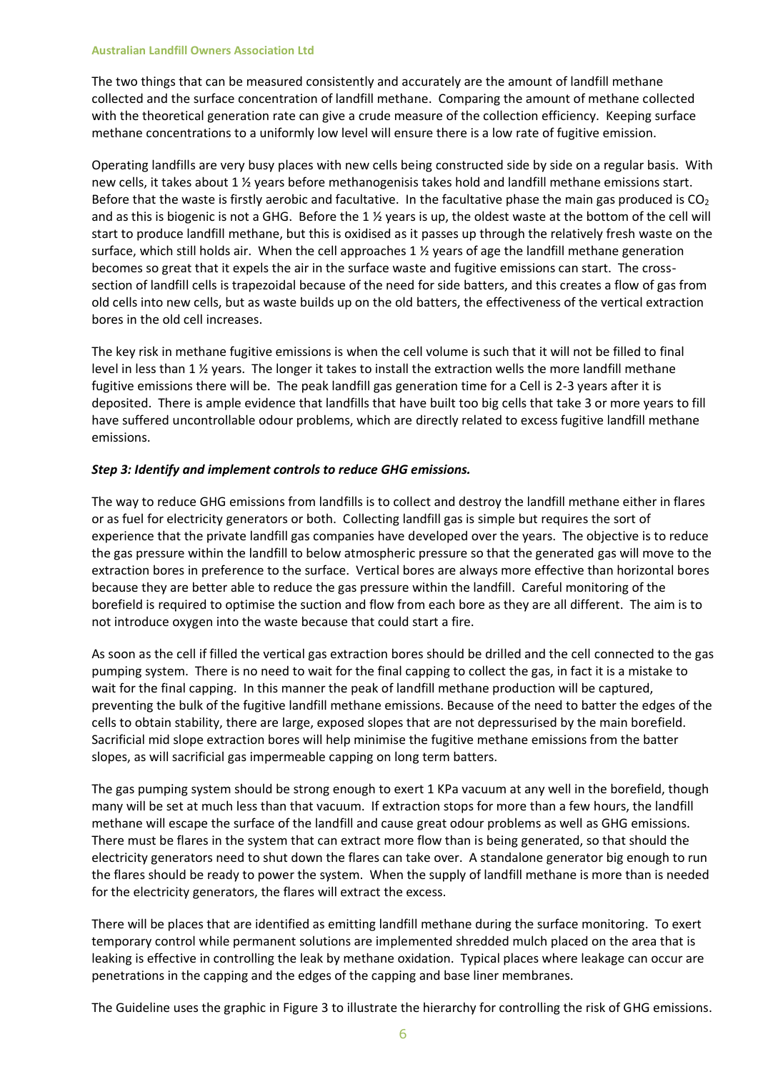The two things that can be measured consistently and accurately are the amount of landfill methane collected and the surface concentration of landfill methane. Comparing the amount of methane collected with the theoretical generation rate can give a crude measure of the collection efficiency. Keeping surface methane concentrations to a uniformly low level will ensure there is a low rate of fugitive emission.

Operating landfills are very busy places with new cells being constructed side by side on a regular basis. With new cells, it takes about 1 ½ years before methanogenisis takes hold and landfill methane emissions start. Before that the waste is firstly aerobic and facultative. In the facultative phase the main gas produced is $CO_2$ and as this is biogenic is not a GHG. Before the 1 ½ years is up, the oldest waste at the bottom of the cell will start to produce landfill methane, but this is oxidised as it passes up through the relatively fresh waste on the surface, which still holds air. When the cell approaches 1 ½ years of age the landfill methane generation becomes so great that it expels the air in the surface waste and fugitive emissions can start. The cross-section of landfill cells is trapezoidal because of the need for side batters, and this creates a flow of gas from old cells into new cells, but as waste builds up on the old batters, the effectiveness of the vertical extraction bores in the old cell increases.

The key risk in methane fugitive emissions is when the cell volume is such that it will not be filled to final level in less than 1 ½ years. The longer it takes to install the extraction wells the more landfill methane fugitive emissions there will be. The peak landfill gas generation time for a Cell is 2-3 years after it is deposited. There is ample evidence that landfills that have built too big cells that take 3 or more years to fill have suffered uncontrollable odour problems, which are directly related to excess fugitive landfill methane emissions.

### *Step 3: Identify and implement controls to reduce GHG emissions.*

The way to reduce GHG emissions from landfills is to collect and destroy the landfill methane either in flares or as fuel for electricity generators or both. Collecting landfill gas is simple but requires the sort of experience that the private landfill gas companies have developed over the years. The objective is to reduce the gas pressure within the landfill to below atmospheric pressure so that the generated gas will move to the extraction bores in preference to the surface. Vertical bores are always more effective than horizontal bores because they are better able to reduce the gas pressure within the landfill. Careful monitoring of the borefield is required to optimise the suction and flow from each bore as they are all different. The aim is to not introduce oxygen into the waste because that could start a fire.

As soon as the cell if filled the vertical gas extraction bores should be drilled and the cell connected to the gas pumping system. There is no need to wait for the final capping to collect the gas, in fact it is a mistake to wait for the final capping. In this manner the peak of landfill methane production will be captured, preventing the bulk of the fugitive landfill methane emissions. Because of the need to batter the edges of the cells to obtain stability, there are large, exposed slopes that are not depressurised by the main borefield. Sacrificial mid slope extraction bores will help minimise the fugitive methane emissions from the batter slopes, as will sacrificial gas impermeable capping on long term batters.

The gas pumping system should be strong enough to exert 1 KPa vacuum at any well in the borefield, though many will be set at much less than that vacuum. If extraction stops for more than a few hours, the landfill methane will escape the surface of the landfill and cause great odour problems as well as GHG emissions. There must be flares in the system that can extract more flow than is being generated, so that should the electricity generators need to shut down the flares can take over. A standalone generator big enough to run the flares should be ready to power the system. When the supply of landfill methane is more than is needed for the electricity generators, the flares will extract the excess.

There will be places that are identified as emitting landfill methane during the surface monitoring. To exert temporary control while permanent solutions are implemented shredded mulch placed on the area that is leaking is effective in controlling the leak by methane oxidation. Typical places where leakage can occur are penetrations in the capping and the edges of the capping and base liner membranes.

The Guideline uses the graphic in Figure 3 to illustrate the hierarchy for controlling the risk of GHG emissions.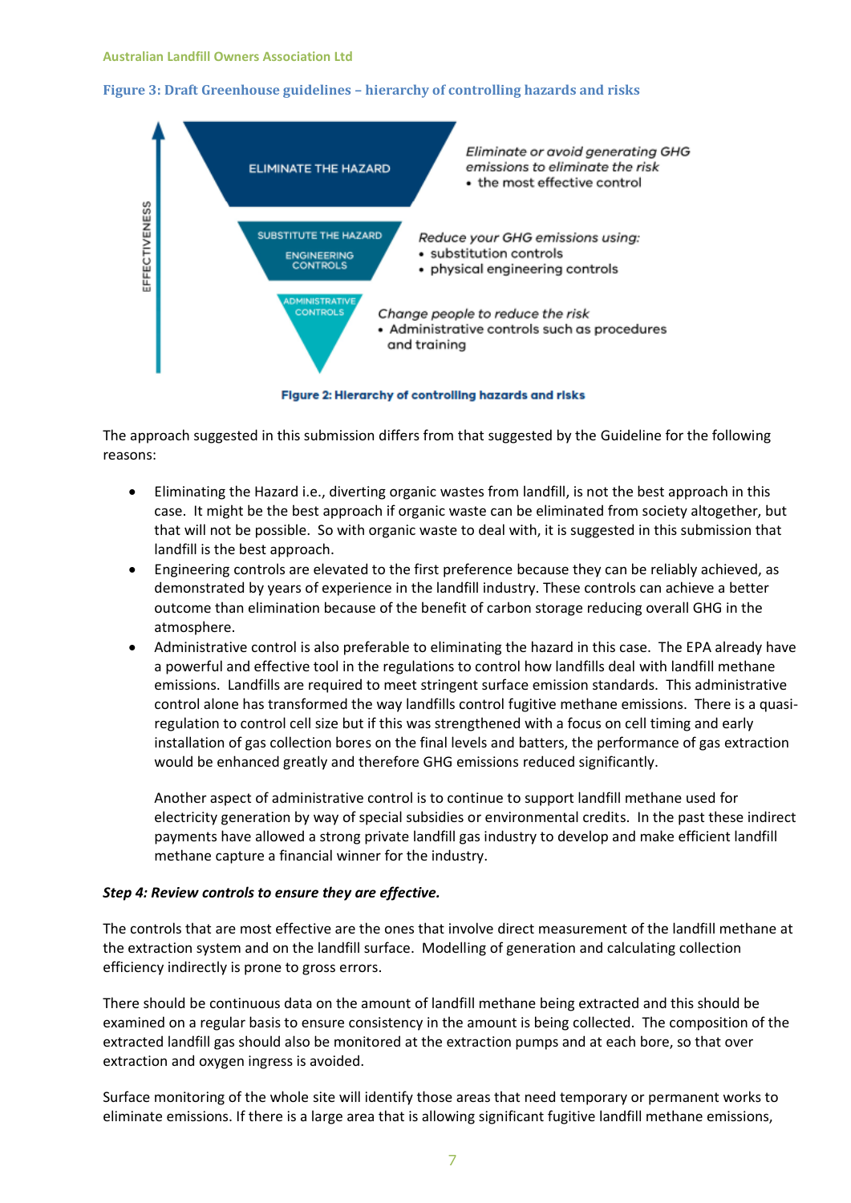**Figure 3: Draft Greenhouse guidelines – hierarchy of controlling hazards and risks**

EFFECTIVENESS

ELIMINATE THE HAZARD

*Eliminate or avoid generating GHG emissions to eliminate the risk*
- the most effective control

SUBSTITUTE THE HAZARD

ENGINEERING CONTROLS

*Reduce your GHG emissions using:*
- substitution controls
- physical engineering controls

ADMINISTRATIVE CONTROLS

*Change people to reduce the risk*
- Administrative controls such as procedures and training

**Figure 2: Hierarchy of controlling hazards and risks**

The approach suggested in this submission differs from that suggested by the Guideline for the following reasons:

- Eliminating the Hazard i.e., diverting organic wastes from landfill, is not the best approach in this case. It might be the best approach if organic waste can be eliminated from society altogether, but that will not be possible. So with organic waste to deal with, it is suggested in this submission that landfill is the best approach.
- Engineering controls are elevated to the first preference because they can be reliably achieved, as demonstrated by years of experience in the landfill industry. These controls can achieve a better outcome than elimination because of the benefit of carbon storage reducing overall GHG in the atmosphere.
- Administrative control is also preferable to eliminating the hazard in this case. The EPA already have a powerful and effective tool in the regulations to control how landfills deal with landfill methane emissions. Landfills are required to meet stringent surface emission standards. This administrative control alone has transformed the way landfills control fugitive methane emissions. There is a quasi-regulation to control cell size but if this was strengthened with a focus on cell timing and early installation of gas collection bores on the final levels and batters, the performance of gas extraction would be enhanced greatly and therefore GHG emissions reduced significantly.

  Another aspect of administrative control is to continue to support landfill methane used for electricity generation by way of special subsidies or environmental credits. In the past these indirect payments have allowed a strong private landfill gas industry to develop and make efficient landfill methane capture a financial winner for the industry.

***Step 4: Review controls to ensure they are effective.***

The controls that are most effective are the ones that involve direct measurement of the landfill methane at the extraction system and on the landfill surface. Modelling of generation and calculating collection efficiency indirectly is prone to gross errors.

There should be continuous data on the amount of landfill methane being extracted and this should be examined on a regular basis to ensure consistency in the amount is being collected. The composition of the extracted landfill gas should also be monitored at the extraction pumps and at each bore, so that over extraction and oxygen ingress is avoided.

Surface monitoring of the whole site will identify those areas that need temporary or permanent works to eliminate emissions. If there is a large area that is allowing significant fugitive landfill methane emissions,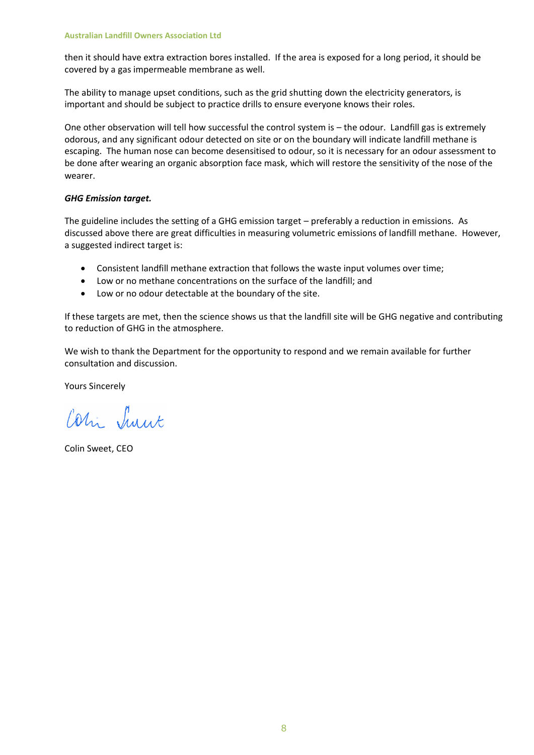then it should have extra extraction bores installed. If the area is exposed for a long period, it should be covered by a gas impermeable membrane as well.

The ability to manage upset conditions, such as the grid shutting down the electricity generators, is important and should be subject to practice drills to ensure everyone knows their roles.

One other observation will tell how successful the control system is – the odour. Landfill gas is extremely odorous, and any significant odour detected on site or on the boundary will indicate landfill methane is escaping. The human nose can become desensitised to odour, so it is necessary for an odour assessment to be done after wearing an organic absorption face mask, which will restore the sensitivity of the nose of the wearer.

***GHG Emission target.***

The guideline includes the setting of a GHG emission target – preferably a reduction in emissions. As discussed above there are great difficulties in measuring volumetric emissions of landfill methane. However, a suggested indirect target is:

- Consistent landfill methane extraction that follows the waste input volumes over time;
- Low or no methane concentrations on the surface of the landfill; and
- Low or no odour detectable at the boundary of the site.

If these targets are met, then the science shows us that the landfill site will be GHG negative and contributing to reduction of GHG in the atmosphere.

We wish to thank the Department for the opportunity to respond and we remain available for further consultation and discussion.

Yours Sincerely

Colin Sweet

Colin Sweet, CEO